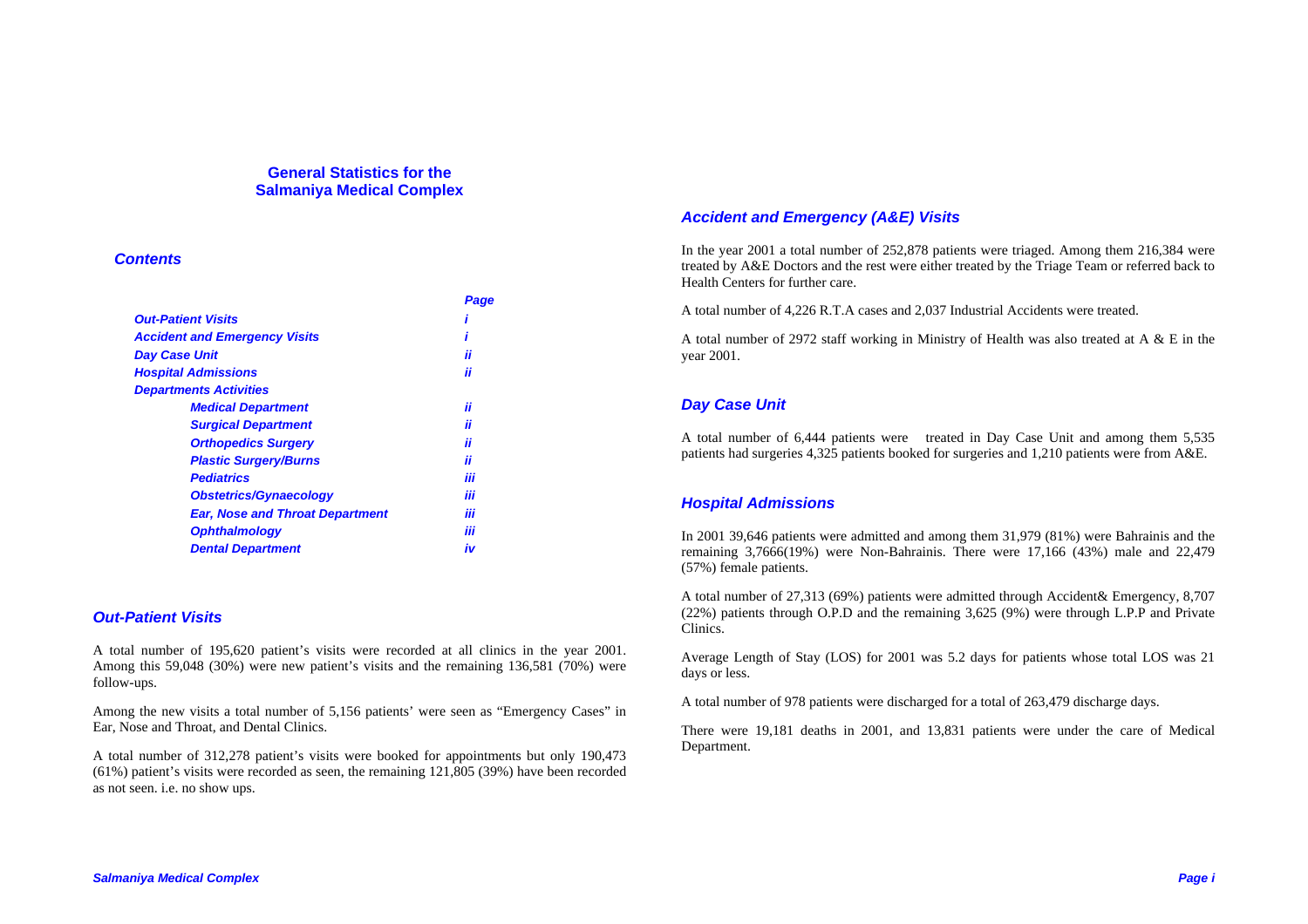# General Statistics for the Salmaniya Medical Complex

## *Contents*

| | Page |
|---|---|
| ***Out-Patient Visits*** | *i* |
| ***Accident and Emergency Visits*** | *i* |
| ***Day Case Unit*** | *ii* |
| ***Hospital Admissions*** | *ii* |
| ***Departments Activities*** | |
| ***Medical Department*** | *ii* |
| ***Surgical Department*** | *ii* |
| ***Orthopedics Surgery*** | *ii* |
| ***Plastic Surgery/Burns*** | *ii* |
| ***Pediatrics*** | *iii* |
| ***Obstetrics/Gynaecology*** | *iii* |
| ***Ear, Nose and Throat Department*** | *iii* |
| ***Ophthalmology*** | *iii* |
| ***Dental Department*** | *iv* |

## *Out-Patient Visits*

A total number of 195,620 patient's visits were recorded at all clinics in the year 2001. Among this 59,048 (30%) were new patient's visits and the remaining 136,581 (70%) were follow-ups.

Among the new visits a total number of 5,156 patients' were seen as "Emergency Cases" in Ear, Nose and Throat, and Dental Clinics.

A total number of 312,278 patient's visits were booked for appointments but only 190,473 (61%) patient's visits were recorded as seen, the remaining 121,805 (39%) have been recorded as not seen. i.e. no show ups.

## *Accident and Emergency (A&E) Visits*

In the year 2001 a total number of 252,878 patients were triaged. Among them 216,384 were treated by A&E Doctors and the rest were either treated by the Triage Team or referred back to Health Centers for further care.

A total number of 4,226 R.T.A cases and 2,037 Industrial Accidents were treated.

A total number of 2972 staff working in Ministry of Health was also treated at A & E in the year 2001.

## *Day Case Unit*

A total number of 6,444 patients were treated in Day Case Unit and among them 5,535 patients had surgeries 4,325 patients booked for surgeries and 1,210 patients were from A&E.

## *Hospital Admissions*

In 2001 39,646 patients were admitted and among them 31,979 (81%) were Bahrainis and the remaining 3,7666(19%) were Non-Bahrainis. There were 17,166 (43%) male and 22,479 (57%) female patients.

A total number of 27,313 (69%) patients were admitted through Accident& Emergency, 8,707 (22%) patients through O.P.D and the remaining 3,625 (9%) were through L.P.P and Private Clinics.

Average Length of Stay (LOS) for 2001 was 5.2 days for patients whose total LOS was 21 days or less.

A total number of 978 patients were discharged for a total of 263,479 discharge days.

There were 19,181 deaths in 2001, and 13,831 patients were under the care of Medical Department.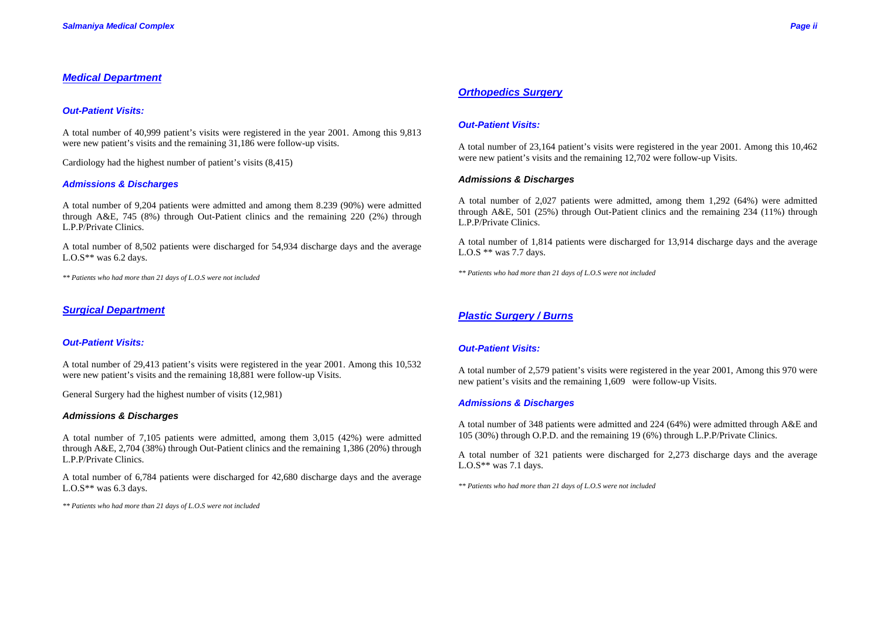## *Medical Department*

### *Out-Patient Visits:*

A total number of 40,999 patient's visits were registered in the year 2001. Among this 9,813 were new patient's visits and the remaining 31,186 were follow-up visits.

Cardiology had the highest number of patient's visits (8,415)

### *Admissions & Discharges*

A total number of 9,204 patients were admitted and among them 8.239 (90%) were admitted through A&E, 745 (8%) through Out-Patient clinics and the remaining 220 (2%) through L.P.P/Private Clinics.

A total number of 8,502 patients were discharged for 54,934 discharge days and the average L.O.S** was 6.2 days.

*** Patients who had more than 21 days of L.O.S were not included*

## *Surgical Department*

### *Out-Patient Visits:*

A total number of 29,413 patient's visits were registered in the year 2001. Among this 10,532 were new patient's visits and the remaining 18,881 were follow-up Visits.

General Surgery had the highest number of visits (12,981)

### *Admissions & Discharges*

A total number of 7,105 patients were admitted, among them 3,015 (42%) were admitted through A&E, 2,704 (38%) through Out-Patient clinics and the remaining 1,386 (20%) through L.P.P/Private Clinics.

A total number of 6,784 patients were discharged for 42,680 discharge days and the average L.O.S** was 6.3 days.

*** Patients who had more than 21 days of L.O.S were not included*

## *Orthopedics Surgery*

### *Out-Patient Visits:*

A total number of 23,164 patient's visits were registered in the year 2001. Among this 10,462 were new patient's visits and the remaining 12,702 were follow-up Visits.

### *Admissions & Discharges*

A total number of 2,027 patients were admitted, among them 1,292 (64%) were admitted through A&E, 501 (25%) through Out-Patient clinics and the remaining 234 (11%) through L.P.P/Private Clinics.

A total number of 1,814 patients were discharged for 13,914 discharge days and the average L.O.S ** was 7.7 days.

*** Patients who had more than 21 days of L.O.S were not included*

## *Plastic Surgery / Burns*

### *Out-Patient Visits:*

A total number of 2,579 patient's visits were registered in the year 2001, Among this 970 were new patient's visits and the remaining 1,609 were follow-up Visits.

### *Admissions & Discharges*

A total number of 348 patients were admitted and 224 (64%) were admitted through A&E and 105 (30%) through O.P.D. and the remaining 19 (6%) through L.P.P/Private Clinics.

A total number of 321 patients were discharged for 2,273 discharge days and the average L.O.S** was 7.1 days.

*** Patients who had more than 21 days of L.O.S were not included*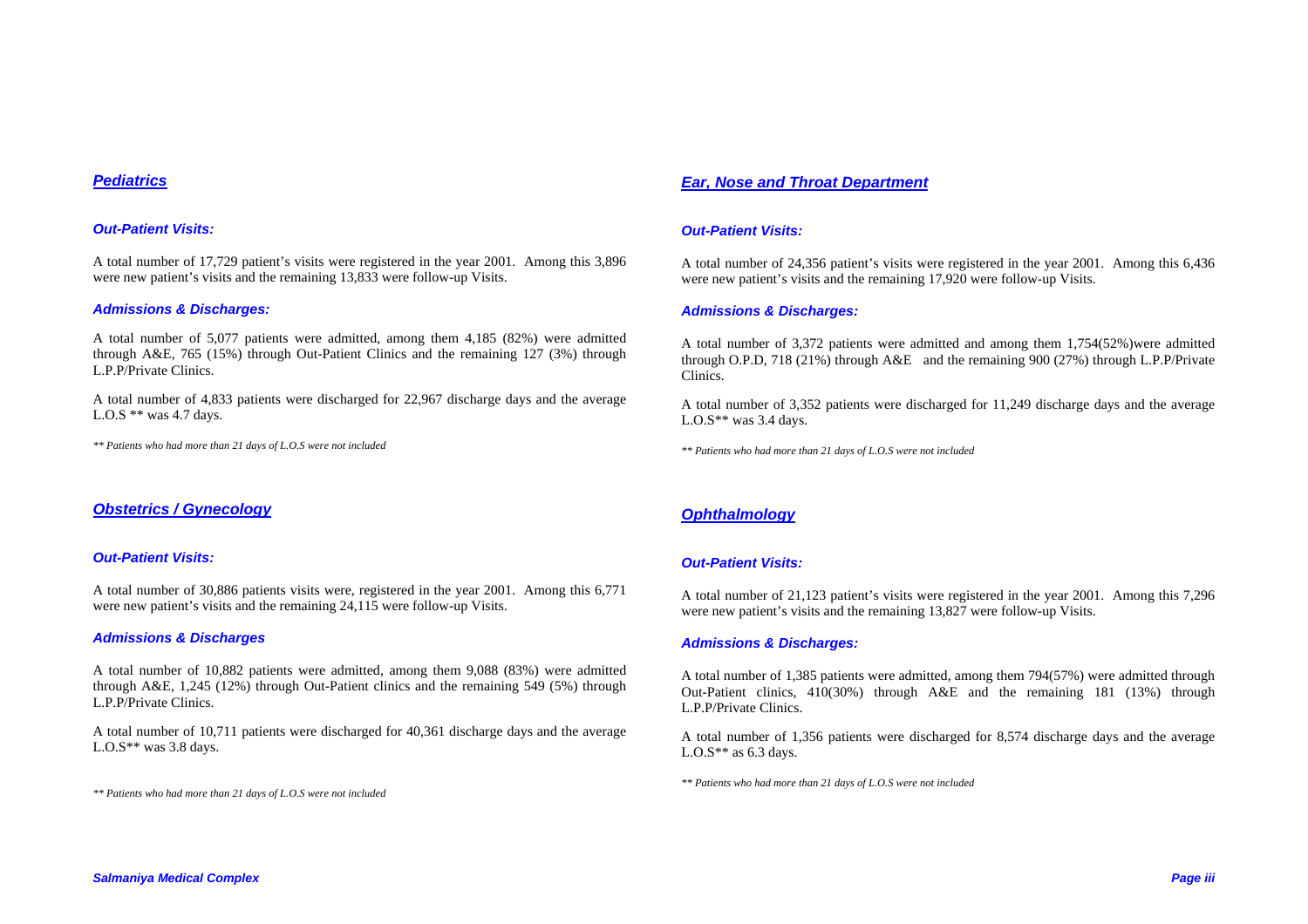## *Pediatrics*

### *Out-Patient Visits:*

A total number of 17,729 patient's visits were registered in the year 2001. Among this 3,896 were new patient's visits and the remaining 13,833 were follow-up Visits.

### *Admissions & Discharges:*

A total number of 5,077 patients were admitted, among them 4,185 (82%) were admitted through A&E, 765 (15%) through Out-Patient Clinics and the remaining 127 (3%) through L.P.P/Private Clinics.

A total number of 4,833 patients were discharged for 22,967 discharge days and the average L.O.S ** was 4.7 days.

*** Patients who had more than 21 days of L.O.S were not included*

## *Obstetrics / Gynecology*

### *Out-Patient Visits:*

A total number of 30,886 patients visits were, registered in the year 2001. Among this 6,771 were new patient's visits and the remaining 24,115 were follow-up Visits.

### *Admissions & Discharges*

A total number of 10,882 patients were admitted, among them 9,088 (83%) were admitted through A&E, 1,245 (12%) through Out-Patient clinics and the remaining 549 (5%) through L.P.P/Private Clinics.

A total number of 10,711 patients were discharged for 40,361 discharge days and the average L.O.S** was 3.8 days.

*** Patients who had more than 21 days of L.O.S were not included*

## *Ear, Nose and Throat Department*

### *Out-Patient Visits:*

A total number of 24,356 patient's visits were registered in the year 2001. Among this 6,436 were new patient's visits and the remaining 17,920 were follow-up Visits.

### *Admissions & Discharges:*

A total number of 3,372 patients were admitted and among them 1,754(52%)were admitted through O.P.D, 718 (21%) through A&E and the remaining 900 (27%) through L.P.P/Private Clinics.

A total number of 3,352 patients were discharged for 11,249 discharge days and the average L.O.S** was 3.4 days.

*** Patients who had more than 21 days of L.O.S were not included*

## *Ophthalmology*

### *Out-Patient Visits:*

A total number of 21,123 patient's visits were registered in the year 2001. Among this 7,296 were new patient's visits and the remaining 13,827 were follow-up Visits.

### *Admissions & Discharges:*

A total number of 1,385 patients were admitted, among them 794(57%) were admitted through Out-Patient clinics, 410(30%) through A&E and the remaining 181 (13%) through L.P.P/Private Clinics.

A total number of 1,356 patients were discharged for 8,574 discharge days and the average L.O.S** as 6.3 days.

*** Patients who had more than 21 days of L.O.S were not included*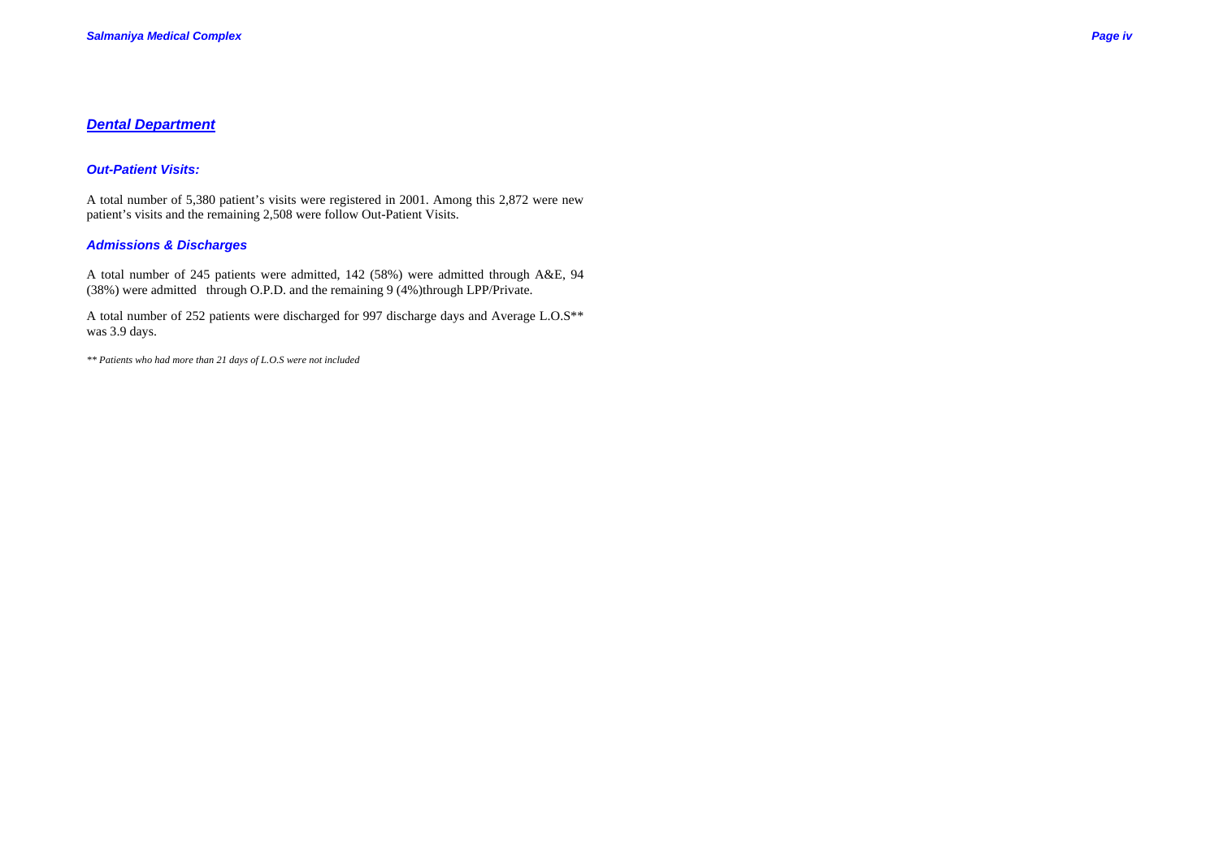## Dental Department

### Out-Patient Visits:

A total number of 5,380 patient's visits were registered in 2001. Among this 2,872 were new patient's visits and the remaining 2,508 were follow Out-Patient Visits.

### Admissions & Discharges

A total number of 245 patients were admitted, 142 (58%) were admitted through A&E, 94 (38%) were admitted through O.P.D. and the remaining 9 (4%)through LPP/Private.

A total number of 252 patients were discharged for 997 discharge days and Average L.O.S** was 3.9 days.

*** Patients who had more than 21 days of L.O.S were not included*